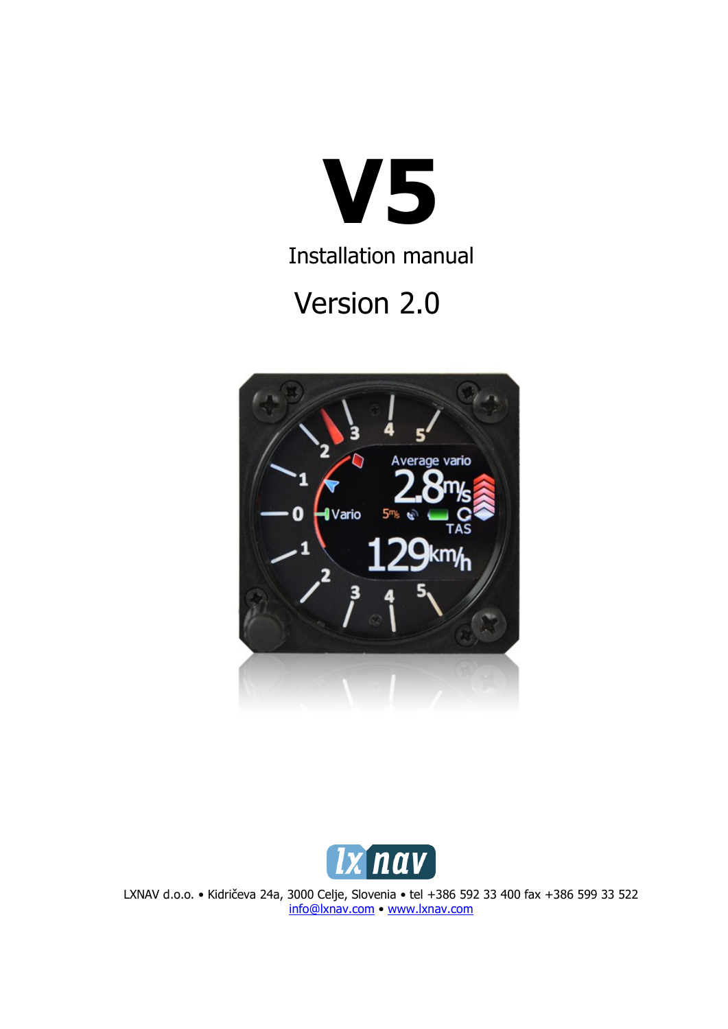# V5

Installation manual

Version 2.0

LXNAV d.o.o. • Kidričeva 24a, 3000 Celje, Slovenia • tel +386 592 33 400 fax +386 599 33 522
info@lxnav.com • www.lxnav.com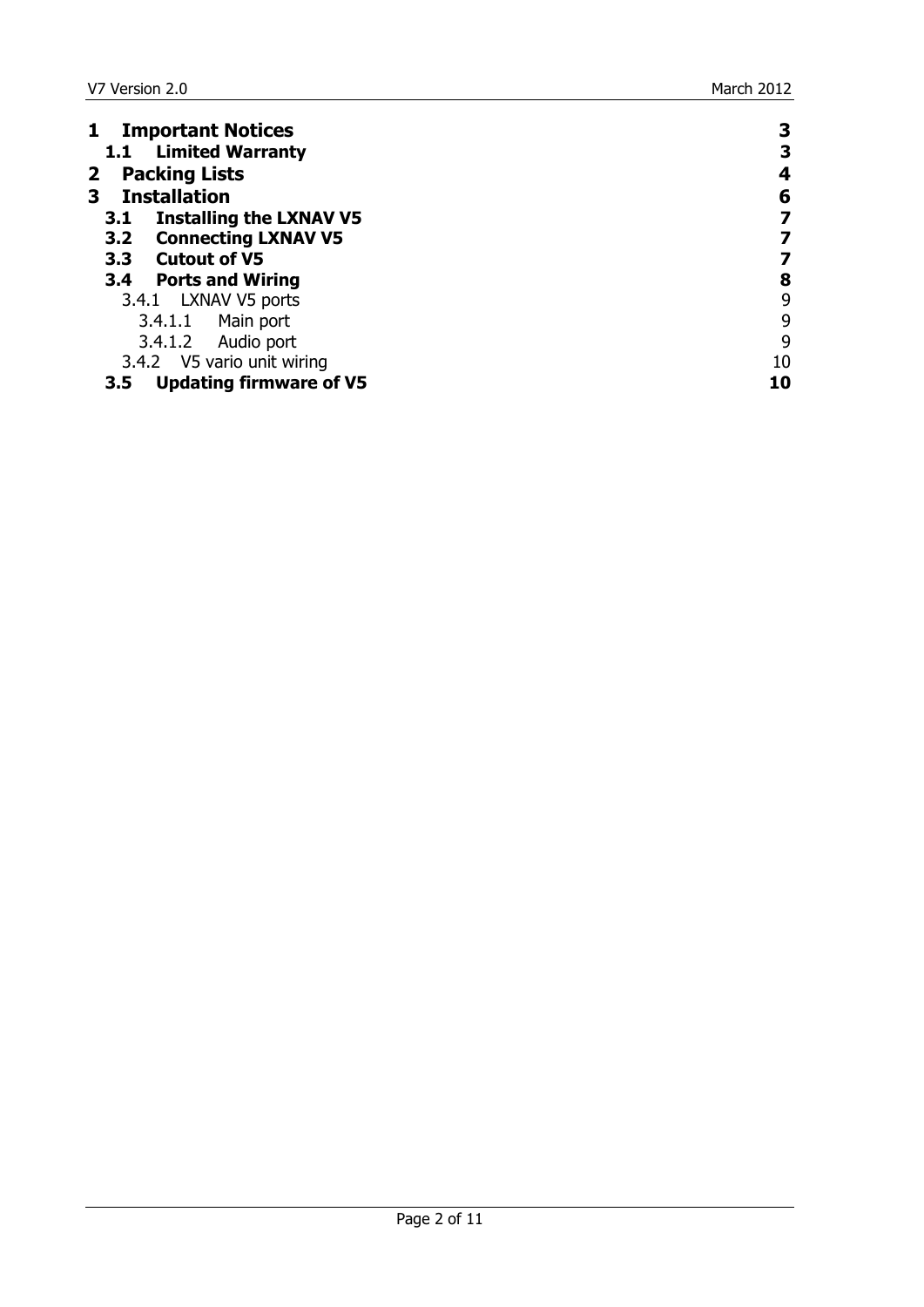| | |
|---|---|
| **1 Important Notices** | **3** |
| **1.1 Limited Warranty** | **3** |
| **2 Packing Lists** | **4** |
| **3 Installation** | **6** |
| **3.1 Installing the LXNAV V5** | **7** |
| **3.2 Connecting LXNAV V5** | **7** |
| **3.3 Cutout of V5** | **7** |
| **3.4 Ports and Wiring** | **8** |
| 3.4.1 LXNAV V5 ports | 9 |
| 3.4.1.1 Main port | 9 |
| 3.4.1.2 Audio port | 9 |
| 3.4.2 V5 vario unit wiring | 10 |
| **3.5 Updating firmware of V5** | **10** |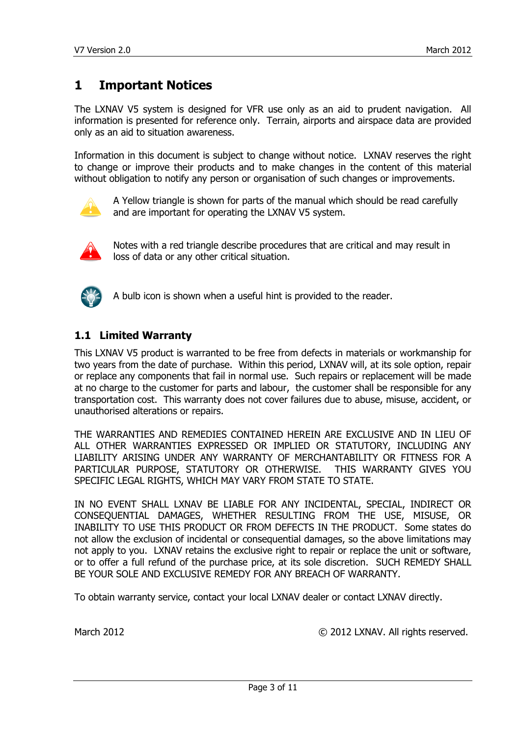# 1 Important Notices

The LXNAV V5 system is designed for VFR use only as an aid to prudent navigation. All information is presented for reference only. Terrain, airports and airspace data are provided only as an aid to situation awareness.

Information in this document is subject to change without notice. LXNAV reserves the right to change or improve their products and to make changes in the content of this material without obligation to notify any person or organisation of such changes or improvements.

A Yellow triangle is shown for parts of the manual which should be read carefully and are important for operating the LXNAV V5 system.

Notes with a red triangle describe procedures that are critical and may result in loss of data or any other critical situation.

A bulb icon is shown when a useful hint is provided to the reader.

## 1.1 Limited Warranty

This LXNAV V5 product is warranted to be free from defects in materials or workmanship for two years from the date of purchase. Within this period, LXNAV will, at its sole option, repair or replace any components that fail in normal use. Such repairs or replacement will be made at no charge to the customer for parts and labour, the customer shall be responsible for any transportation cost. This warranty does not cover failures due to abuse, misuse, accident, or unauthorised alterations or repairs.

THE WARRANTIES AND REMEDIES CONTAINED HEREIN ARE EXCLUSIVE AND IN LIEU OF ALL OTHER WARRANTIES EXPRESSED OR IMPLIED OR STATUTORY, INCLUDING ANY LIABILITY ARISING UNDER ANY WARRANTY OF MERCHANTABILITY OR FITNESS FOR A PARTICULAR PURPOSE, STATUTORY OR OTHERWISE. THIS WARRANTY GIVES YOU SPECIFIC LEGAL RIGHTS, WHICH MAY VARY FROM STATE TO STATE.

IN NO EVENT SHALL LXNAV BE LIABLE FOR ANY INCIDENTAL, SPECIAL, INDIRECT OR CONSEQUENTIAL DAMAGES, WHETHER RESULTING FROM THE USE, MISUSE, OR INABILITY TO USE THIS PRODUCT OR FROM DEFECTS IN THE PRODUCT. Some states do not allow the exclusion of incidental or consequential damages, so the above limitations may not apply to you. LXNAV retains the exclusive right to repair or replace the unit or software, or to offer a full refund of the purchase price, at its sole discretion. SUCH REMEDY SHALL BE YOUR SOLE AND EXCLUSIVE REMEDY FOR ANY BREACH OF WARRANTY.

To obtain warranty service, contact your local LXNAV dealer or contact LXNAV directly.

March 2012 © 2012 LXNAV. All rights reserved.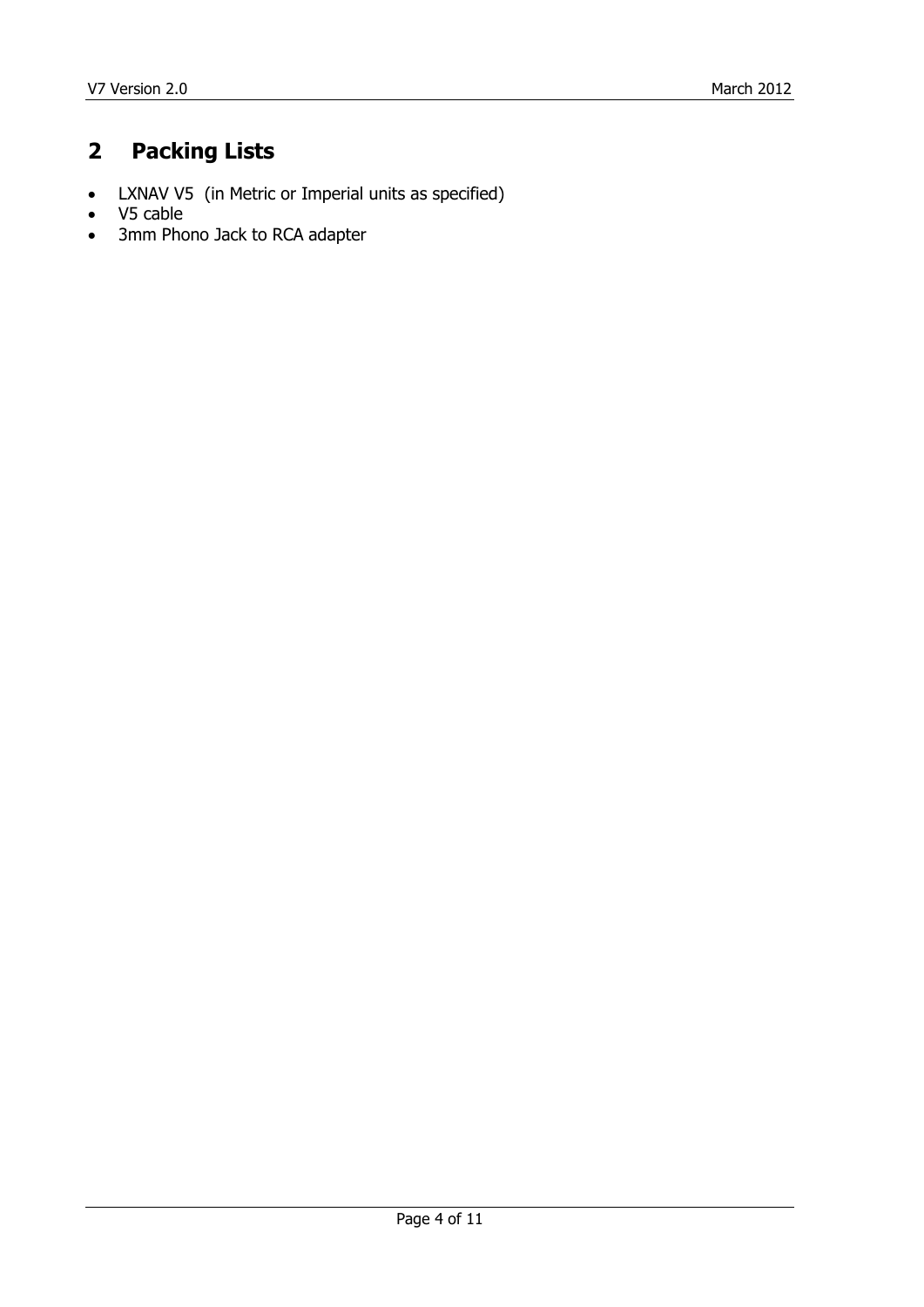# 2 Packing Lists

- LXNAV V5 (in Metric or Imperial units as specified)
- V5 cable
- 3mm Phono Jack to RCA adapter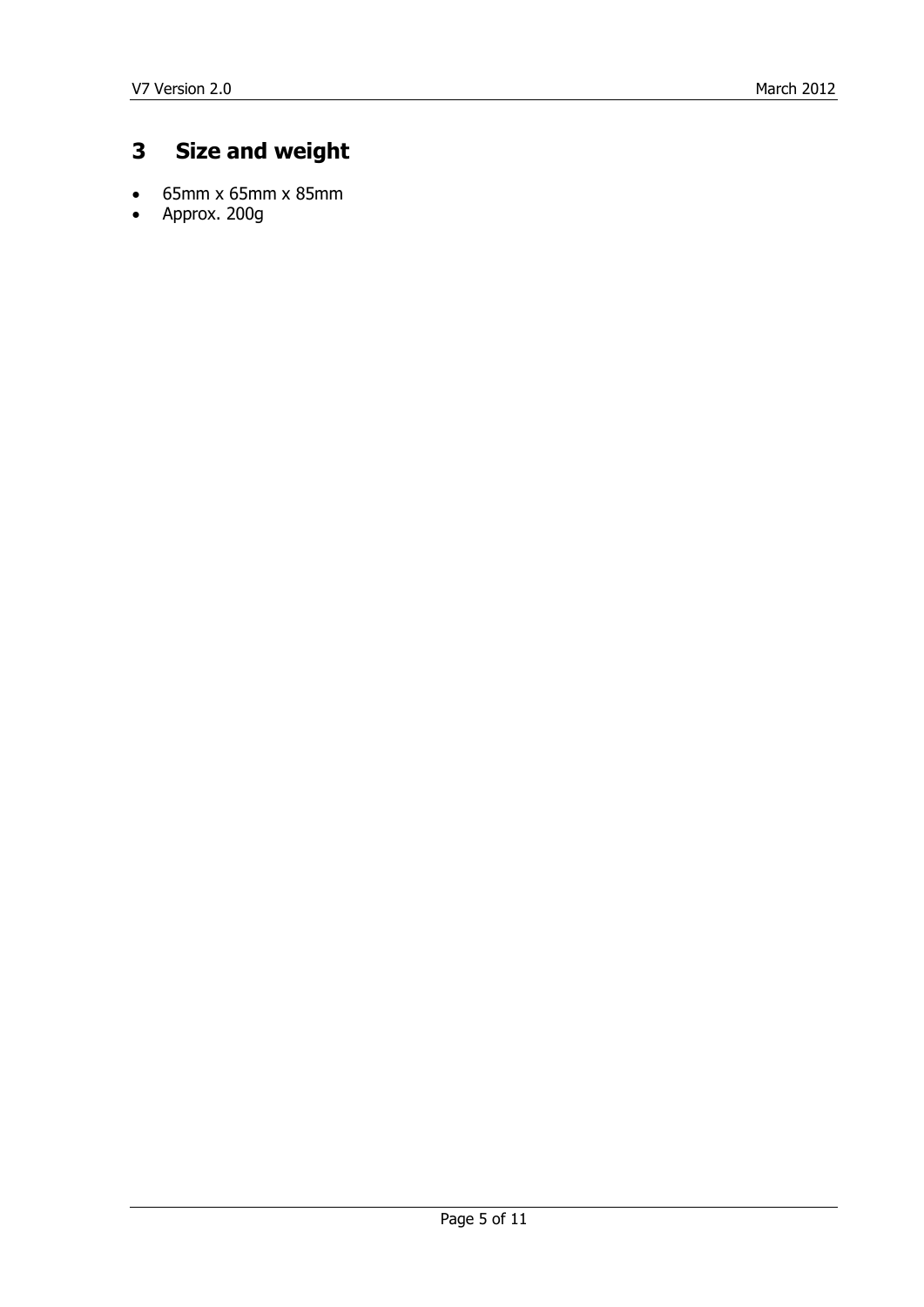# 3 Size and weight

- 65mm x 65mm x 85mm
- Approx. 200g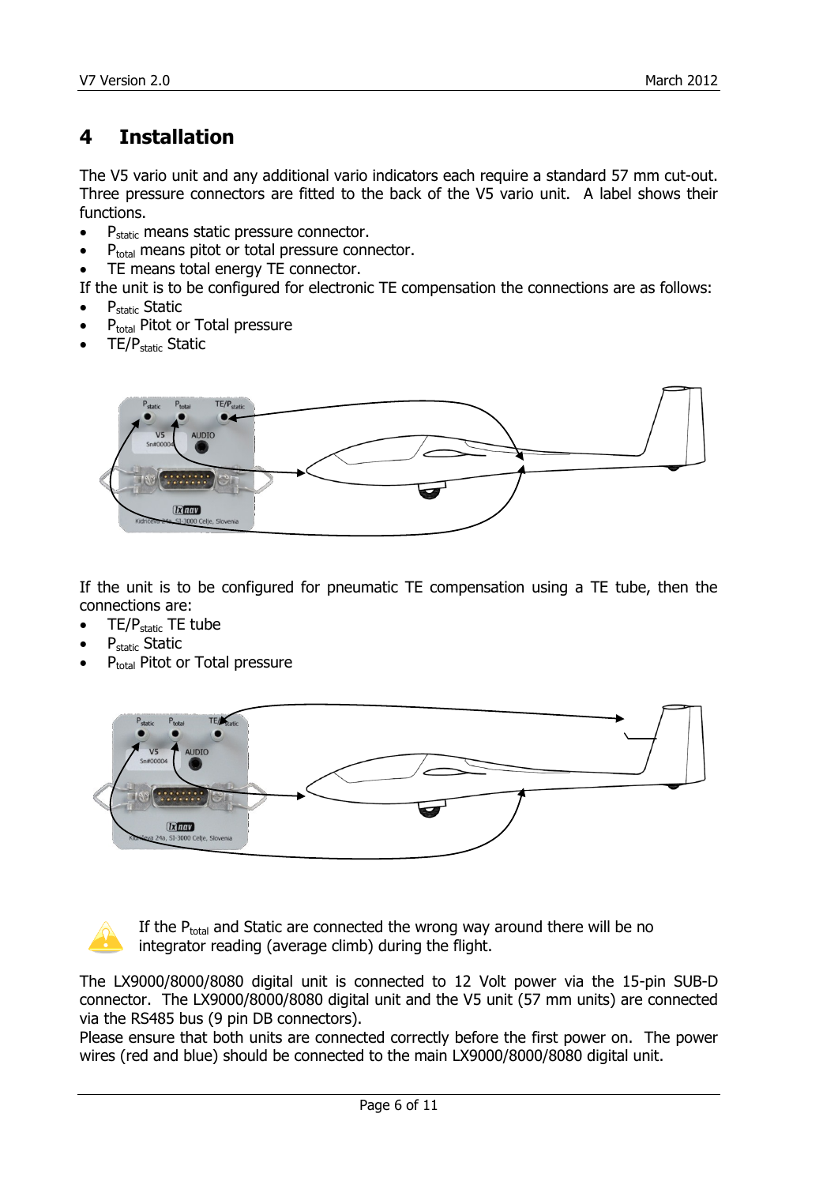# 4 Installation

The V5 vario unit and any additional vario indicators each require a standard 57 mm cut-out. Three pressure connectors are fitted to the back of the V5 vario unit. A label shows their functions.

- $P_{static}$ means static pressure connector.
- $P_{total}$ means pitot or total pressure connector.
- TE means total energy TE connector.

If the unit is to be configured for electronic TE compensation the connections are as follows:

- $P_{static}$ Static
- $P_{total}$ Pitot or Total pressure
- TE/$P_{static}$ Static

If the unit is to be configured for pneumatic TE compensation using a TE tube, then the connections are:

- TE/$P_{static}$ TE tube
- $P_{static}$ Static
- $P_{total}$ Pitot or Total pressure

If the $P_{total}$ and Static are connected the wrong way around there will be no integrator reading (average climb) during the flight.

The LX9000/8000/8080 digital unit is connected to 12 Volt power via the 15-pin SUB-D connector. The LX9000/8000/8080 digital unit and the V5 unit (57 mm units) are connected via the RS485 bus (9 pin DB connectors).
Please ensure that both units are connected correctly before the first power on. The power wires (red and blue) should be connected to the main LX9000/8000/8080 digital unit.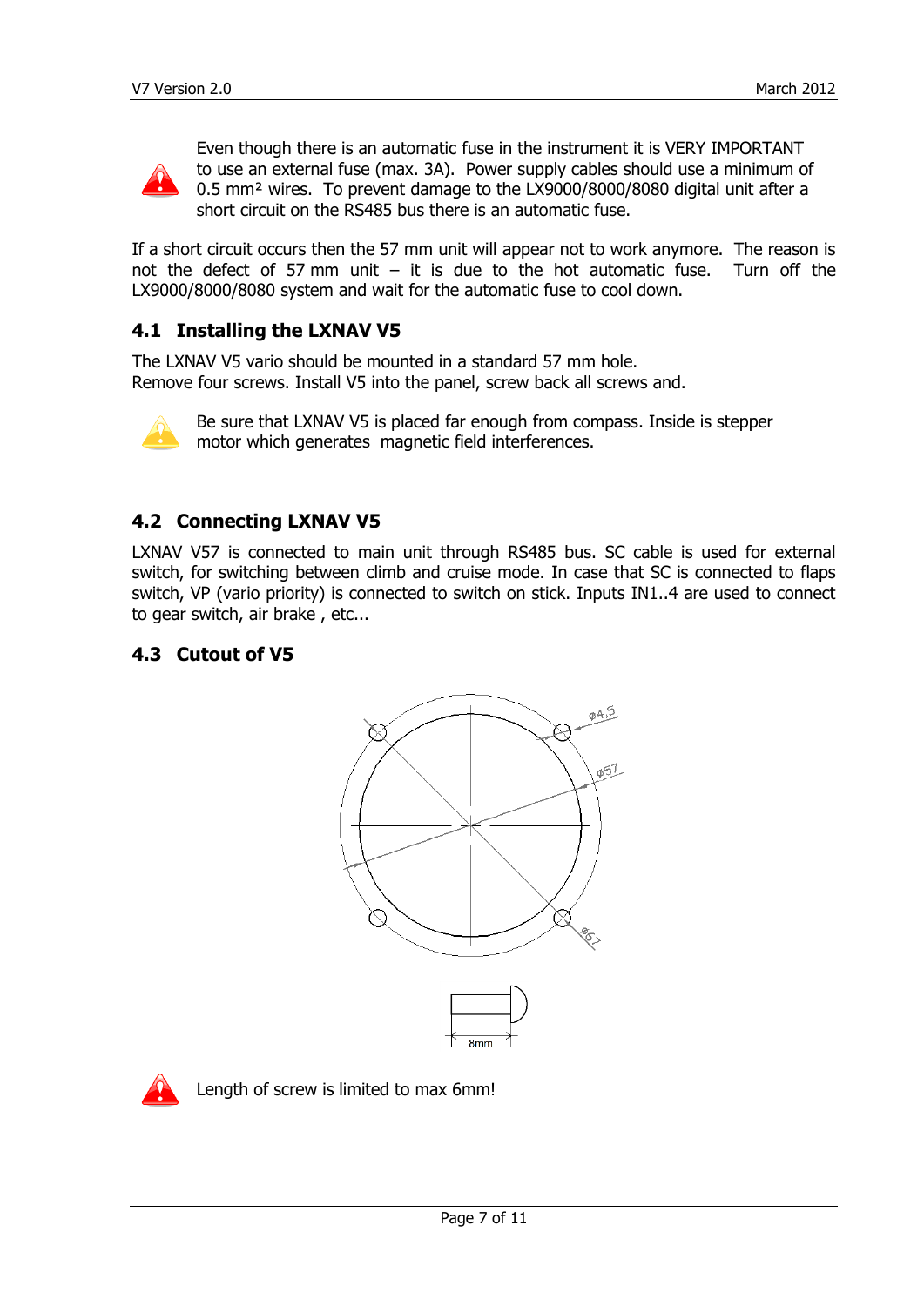Even though there is an automatic fuse in the instrument it is VERY IMPORTANT to use an external fuse (max. 3A). Power supply cables should use a minimum of 0.5 mm² wires. To prevent damage to the LX9000/8000/8080 digital unit after a short circuit on the RS485 bus there is an automatic fuse.

If a short circuit occurs then the 57 mm unit will appear not to work anymore. The reason is not the defect of 57 mm unit – it is due to the hot automatic fuse. Turn off the LX9000/8000/8080 system and wait for the automatic fuse to cool down.

## 4.1 Installing the LXNAV V5

The LXNAV V5 vario should be mounted in a standard 57 mm hole.
Remove four screws. Install V5 into the panel, screw back all screws and.

Be sure that LXNAV V5 is placed far enough from compass. Inside is stepper motor which generates magnetic field interferences.

## 4.2 Connecting LXNAV V5

LXNAV V57 is connected to main unit through RS485 bus. SC cable is used for external switch, for switching between climb and cruise mode. In case that SC is connected to flaps switch, VP (vario priority) is connected to switch on stick. Inputs IN1..4 are used to connect to gear switch, air brake , etc...

## 4.3 Cutout of V5

ø4,5

ø57

ø67

8mm

Length of screw is limited to max 6mm!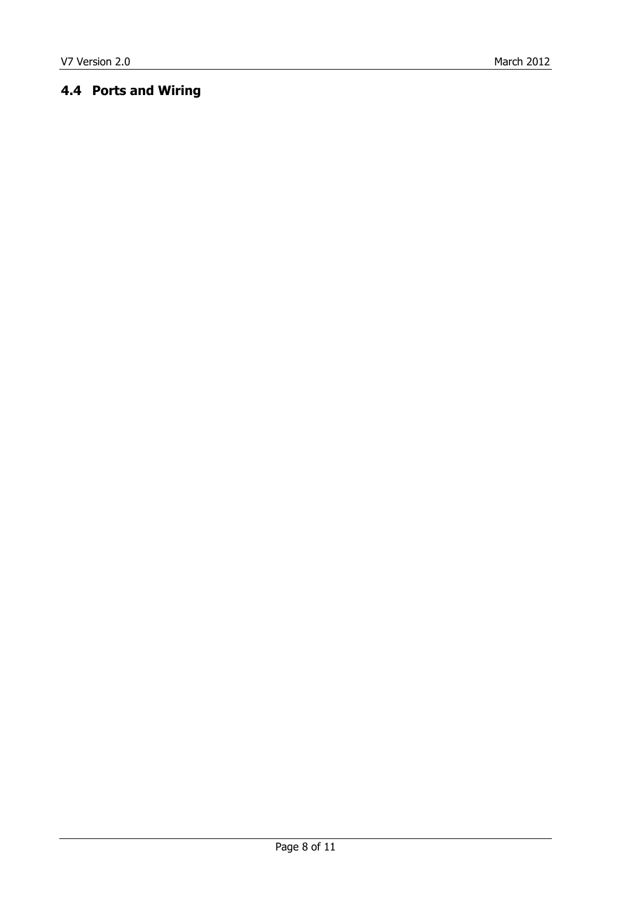## 4.4 Ports and Wiring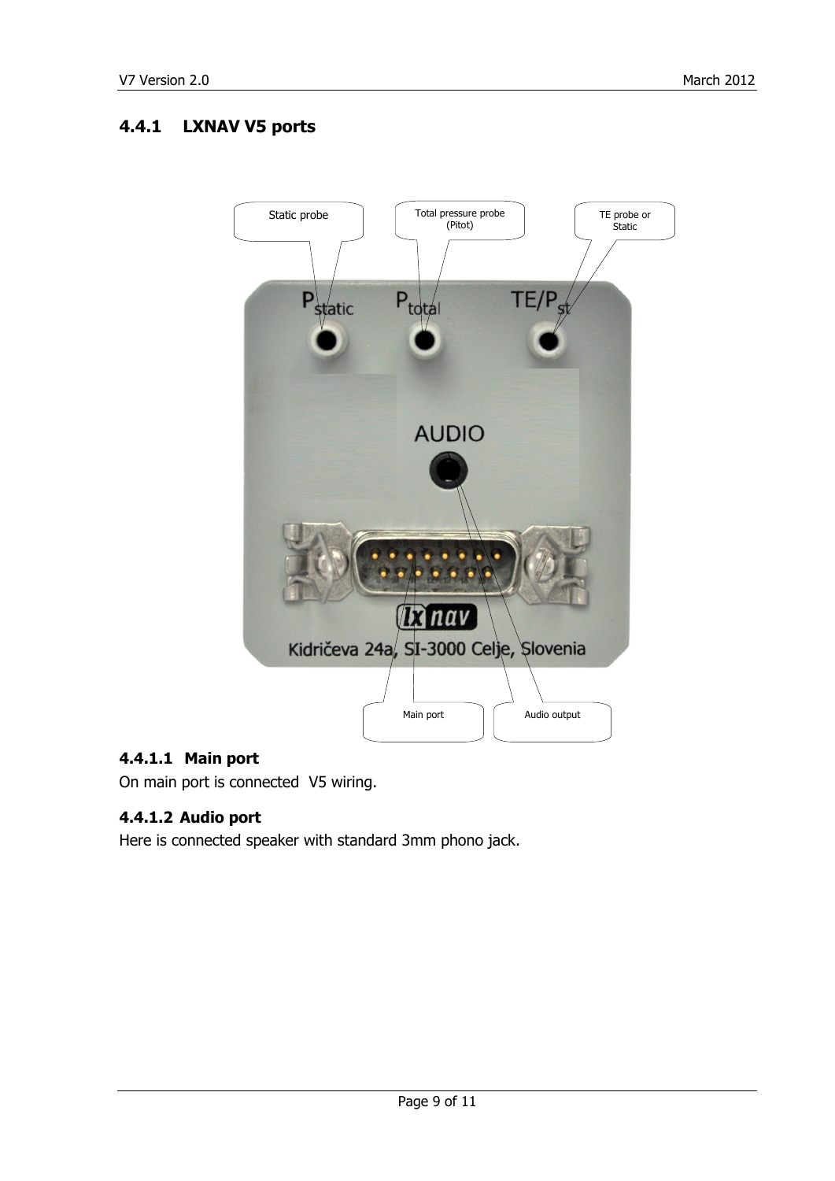### 4.4.1 LXNAV V5 ports

Static probe

Total pressure probe (Pitot)

TE probe or Static

$P_{static}$ $P_{total}$ $TE/P_{st}$

AUDIO

Kidričeva 24a, SI-3000 Celje, Slovenia

Main port

Audio output

#### 4.4.1.1 Main port

On main port is connected V5 wiring.

#### 4.4.1.2 Audio port

Here is connected speaker with standard 3mm phono jack.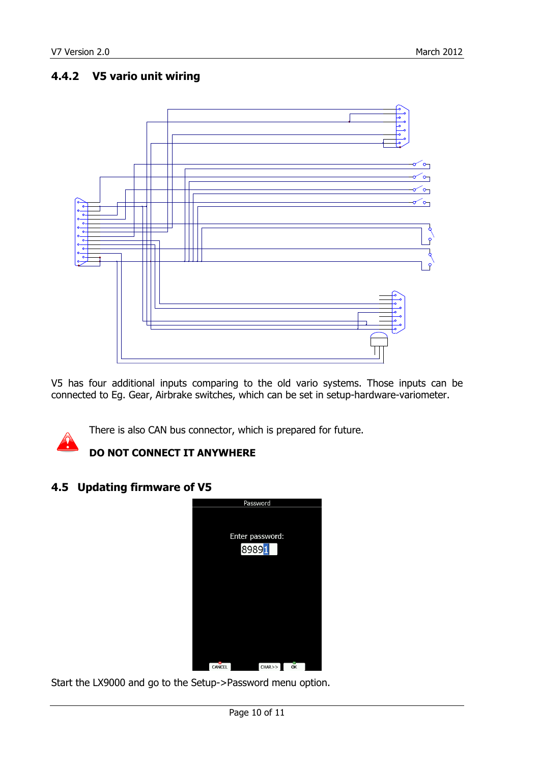### 4.4.2 V5 vario unit wiring

V5 has four additional inputs comparing to the old vario systems. Those inputs can be connected to Eg. Gear, Airbrake switches, which can be set in setup-hardware-variometer.

There is also CAN bus connector, which is prepared for future.

**DO NOT CONNECT IT ANYWHERE**

## 4.5 Updating firmware of V5

Start the LX9000 and go to the Setup->Password menu option.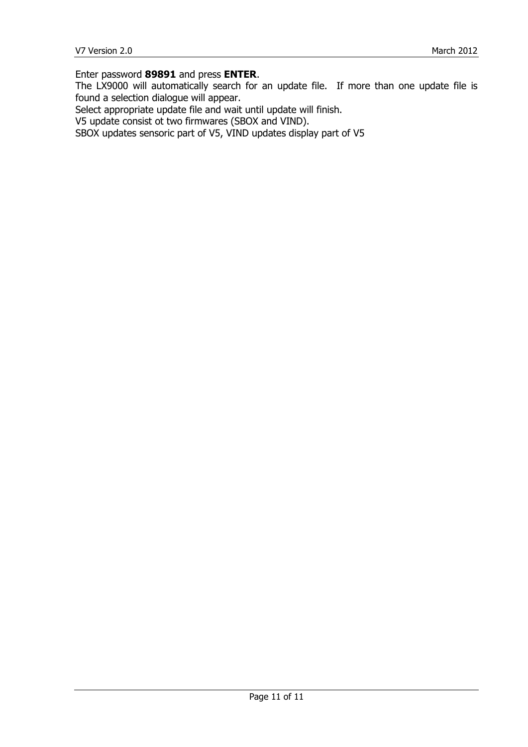Enter password **89891** and press **ENTER**.

The LX9000 will automatically search for an update file. If more than one update file is found a selection dialogue will appear.

Select appropriate update file and wait until update will finish.

V5 update consist ot two firmwares (SBOX and VIND).

SBOX updates sensoric part of V5, VIND updates display part of V5